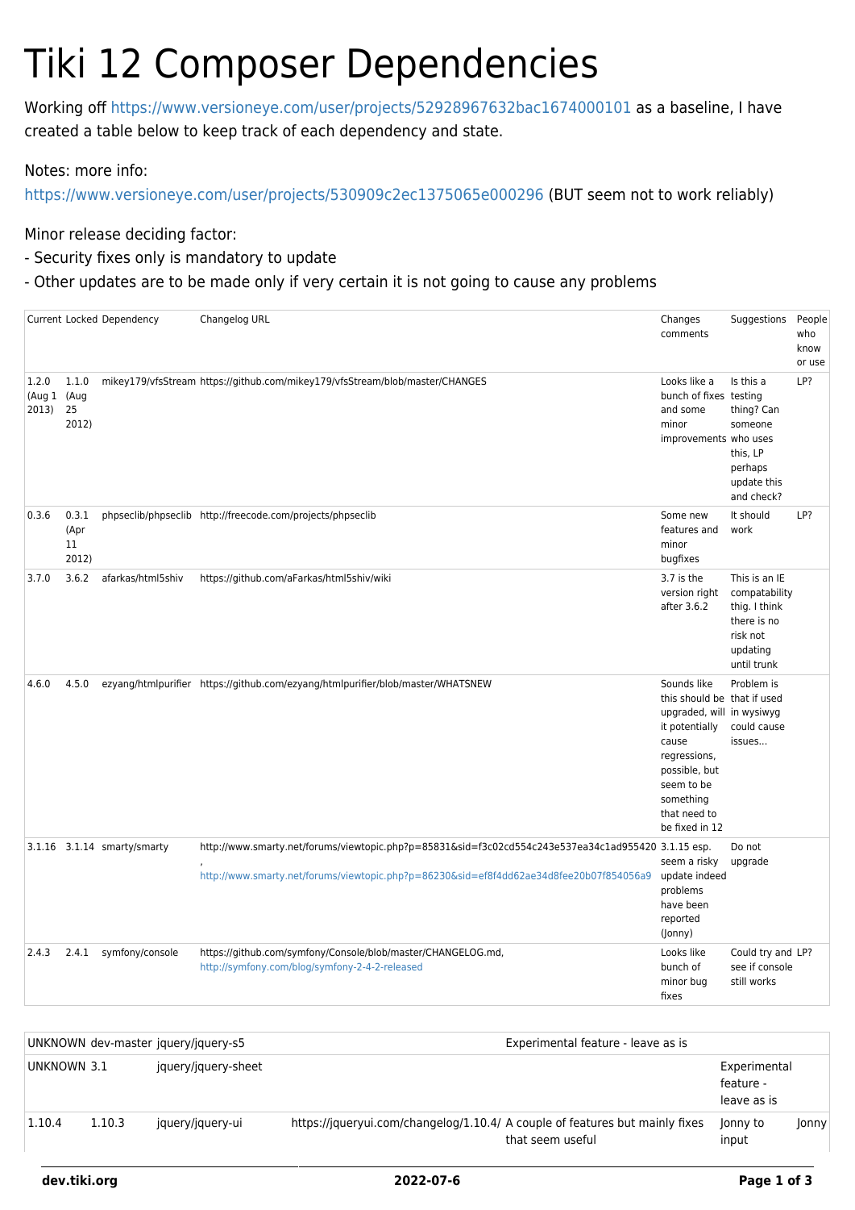# Tiki 12 Composer Dependencies

Working off https://www.versioneye.com/user/projects/52928967632bac1674000101 as a baseline, I have created a table below to keep track of each dependency and state.

Notes: more info: https://www.versioneye.com/user/projects/530909c2ec1375065e000296 (BUT seem not to work reliably)

Minor release deciding factor:

- Security fixes only is mandatory to update
- Other updates are to be made only if very certain it is not going to cause any problems

| Current | Locked | Dependency | Changelog URL | Changes comments | Suggestions | People who know or use |
|---|---|---|---|---|---|---|
| 1.2.0 (Aug 1 2013) | 1.1.0 (Aug 25 2012) | mikey179/vfsStream | https://github.com/mikey179/vfsStream/blob/master/CHANGES | Looks like a bunch of fixes and some minor improvements | Is this a testing thing? Can someone who uses this, LP perhaps update this and check? | LP? |
| 0.3.6 | 0.3.1 (Apr 11 2012) | phpseclib/phpseclib | http://freecode.com/projects/phpseclib | Some new features and minor bugfixes | It should work | LP? |
| 3.7.0 | 3.6.2 | afarkas/html5shiv | https://github.com/aFarkas/html5shiv/wiki | 3.7 is the version right after 3.6.2 | This is an IE compatability thig. I think there is no risk not updating until trunk | |
| 4.6.0 | 4.5.0 | ezyang/htmlpurifier | https://github.com/ezyang/htmlpurifier/blob/master/WHATSNEW | Sounds like this should be upgraded, will it potentially cause regressions, possible, but seem to be something that need to be fixed in 12 | Problem is that if used in wysiwyg could cause issues... | |
| 3.1.16 | 3.1.14 | smarty/smarty | http://www.smarty.net/forums/viewtopic.php?p=85831&sid=f3c02cd554c243e537ea34c1ad955420 , http://www.smarty.net/forums/viewtopic.php?p=86230&sid=ef8f4dd62ae34d8fee20b07f854056a9 | 3.1.15 esp. seem a risky update indeed problems have been reported (Jonny) | Do not upgrade | |
| 2.4.3 | 2.4.1 | symfony/console | https://github.com/symfony/Console/blob/master/CHANGELOG.md, http://symfony.com/blog/symfony-2-4-2-released | Looks like bunch of minor bug fixes | Could try and see if console still works | LP? |
| UNKNOWN | dev-master | jquery/jquery-s5 | | Experimental feature - leave as is | | |
| UNKNOWN | 3.1 | jquery/jquery-sheet | | | Experimental feature - leave as is | |
| 1.10.4 | 1.10.3 | jquery/jquery-ui | https://jqueryui.com/changelog/1.10.4/ | A couple of features but mainly fixes that seem useful | Jonny to input | Jonny |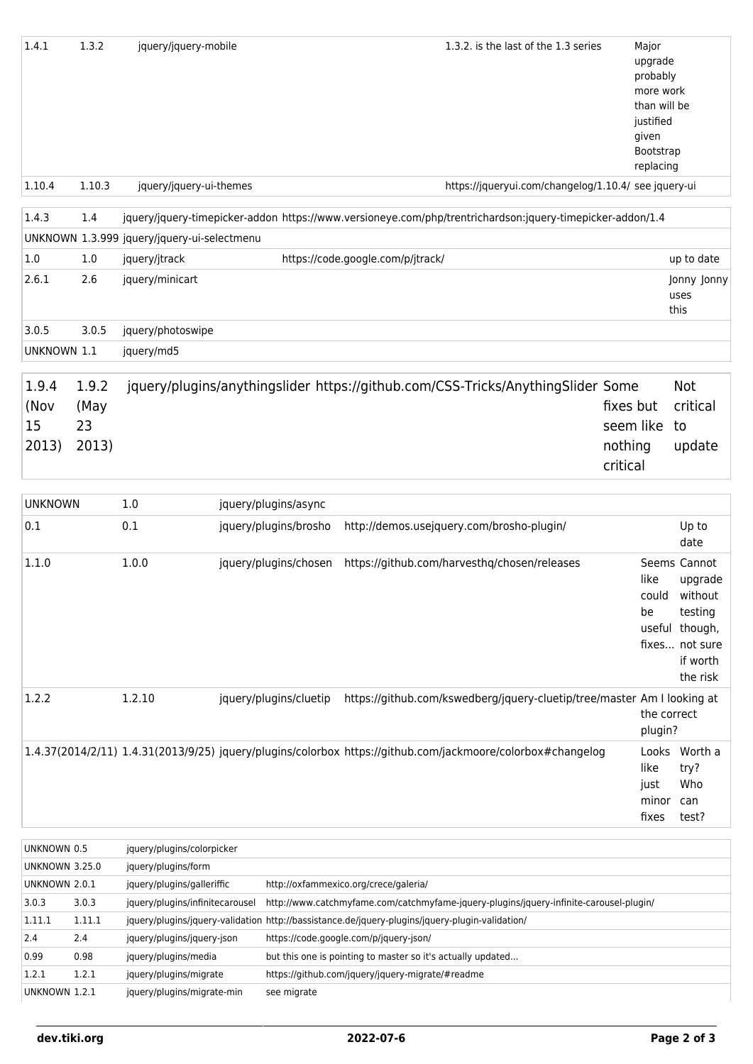| | | | | | |
|---|---|---|---|---|---|
| 1.4.1 | 1.3.2 | jquery/jquery-mobile | 1.3.2. is the last of the 1.3 series | Major upgrade probably more work than will be justified given Bootstrap replacing | |
| 1.10.4 | 1.10.3 | jquery/jquery-ui-themes | https://jqueryui.com/changelog/1.10.4/ | see jquery-ui | |

| | | | | | |
|---|---|---|---|---|---|
| 1.4.3 | 1.4 | jquery/jquery-timepicker-addon | https://www.versioneye.com/php/trentrichardson:jquery-timepicker-addon/1.4 | | |
| UNKNOWN | 1.3.999 | jquery/jquery-ui-selectmenu | | | |
| 1.0 | 1.0 | jquery/jtrack | https://code.google.com/p/jtrack/ | | up to date |
| 2.6.1 | 2.6 | jquery/minicart | | | Jonny Jonny uses this |
| 3.0.5 | 3.0.5 | jquery/photoswipe | | | |
| UNKNOWN | 1.1 | jquery/md5 | | | |

| | | | | | |
|---|---|---|---|---|---|
| 1.9.4 (Nov 15 2013) | 1.9.2 (May 23 2013) | jquery/plugins/anythingslider | https://github.com/CSS-Tricks/AnythingSlider | Some fixes but seem like nothing critical | Not critical to update |

| | | | | | |
|---|---|---|---|---|---|
| UNKNOWN | 1.0 | jquery/plugins/async | | | |
| 0.1 | 0.1 | jquery/plugins/brosho | http://demos.usejquery.com/brosho-plugin/ | | Up to date |
| 1.1.0 | 1.0.0 | jquery/plugins/chosen | https://github.com/harvesthq/chosen/releases | Seems like could be useful fixes... | Cannot upgrade without testing though, not sure if worth the risk |
| 1.2.2 | 1.2.10 | jquery/plugins/cluetip | https://github.com/kswedberg/jquery-cluetip/tree/master | Am I looking at the correct plugin? | |
| 1.4.37(2014/2/11) | 1.4.31(2013/9/25) | jquery/plugins/colorbox | https://github.com/jackmoore/colorbox#changelog | Looks like just minor fixes | Worth a try? Who can test? |

| | | | | | |
|---|---|---|---|---|---|
| UNKNOWN | 0.5 | jquery/plugins/colorpicker | | | |
| UNKNOWN | 3.25.0 | jquery/plugins/form | | | |
| UNKNOWN | 2.0.1 | jquery/plugins/galleriffic | http://oxfammexico.org/crece/galeria/ | | |
| 3.0.3 | 3.0.3 | jquery/plugins/infinitecarousel | http://www.catchmyfame.com/catchmyfame-jquery-plugins/jquery-infinite-carousel-plugin/ | | |
| 1.11.1 | 1.11.1 | jquery/plugins/jquery-validation | http://bassistance.de/jquery-plugins/jquery-plugin-validation/ | | |
| 2.4 | 2.4 | jquery/plugins/jquery-json | https://code.google.com/p/jquery-json/ | | |
| 0.99 | 0.98 | jquery/plugins/media | but this one is pointing to master so it's actually updated... | | |
| 1.2.1 | 1.2.1 | jquery/plugins/migrate | https://github.com/jquery/jquery-migrate/#readme | | |
| UNKNOWN | 1.2.1 | jquery/plugins/migrate-min | see migrate | | |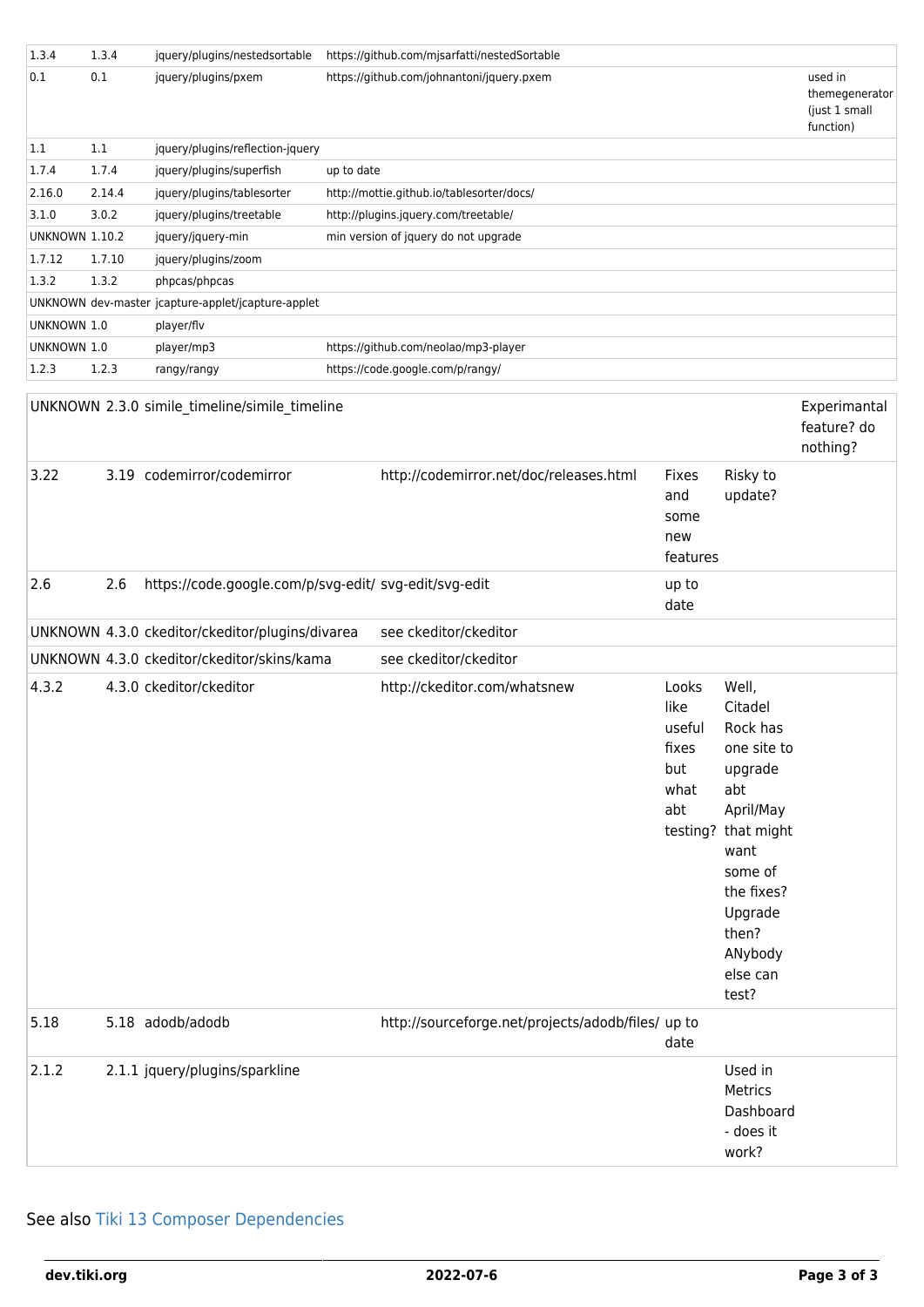| | | | | | | |
|---|---|---|---|---|---|---|
| 1.3.4 | 1.3.4 | jquery/plugins/nestedsortable | https://github.com/mjsarfatti/nestedSortable | | | |
| 0.1 | 0.1 | jquery/plugins/pxem | https://github.com/johnantoni/jquery.pxem | | | used in themegenerator (just 1 small function) |
| 1.1 | 1.1 | jquery/plugins/reflection-jquery | | | | |
| 1.7.4 | 1.7.4 | jquery/plugins/superfish | up to date | | | |
| 2.16.0 | 2.14.4 | jquery/plugins/tablesorter | http://mottie.github.io/tablesorter/docs/ | | | |
| 3.1.0 | 3.0.2 | jquery/plugins/treetable | http://plugins.jquery.com/treetable/ | | | |
| UNKNOWN | 1.10.2 | jquery/jquery-min | min version of jquery do not upgrade | | | |
| 1.7.12 | 1.7.10 | jquery/plugins/zoom | | | | |
| 1.3.2 | 1.3.2 | phpcas/phpcas | | | | |
| UNKNOWN | dev-master | jcapture-applet/jcapture-applet | | | | |
| UNKNOWN | 1.0 | player/flv | | | | |
| UNKNOWN | 1.0 | player/mp3 | https://github.com/neolao/mp3-player | | | |
| 1.2.3 | 1.2.3 | rangy/rangy | https://code.google.com/p/rangy/ | | | |
| UNKNOWN | 2.3.0 | simile_timeline/simile_timeline | | | | Experimantal feature? do nothing? |
| 3.22 | 3.19 | codemirror/codemirror | http://codemirror.net/doc/releases.html | Fixes and some new features | Risky to update? | |
| 2.6 | 2.6 | https://code.google.com/p/svg-edit/ | svg-edit/svg-edit | up to date | | |
| UNKNOWN | 4.3.0 | ckeditor/ckeditor/plugins/divarea | see ckeditor/ckeditor | | | |
| UNKNOWN | 4.3.0 | ckeditor/ckeditor/skins/kama | see ckeditor/ckeditor | | | |
| 4.3.2 | 4.3.0 | ckeditor/ckeditor | http://ckeditor.com/whatsnew | Looks like useful fixes but what abt testing? | Well, Citadel Rock has one site to upgrade abt April/May that might want some of the fixes? Upgrade then? ANybody else can test? | |
| 5.18 | 5.18 | adodb/adodb | http://sourceforge.net/projects/adodb/files/ | up to date | | |
| 2.1.2 | 2.1.1 | jquery/plugins/sparkline | | | Used in Metrics Dashboard - does it work? | |

See also Tiki 13 Composer Dependencies